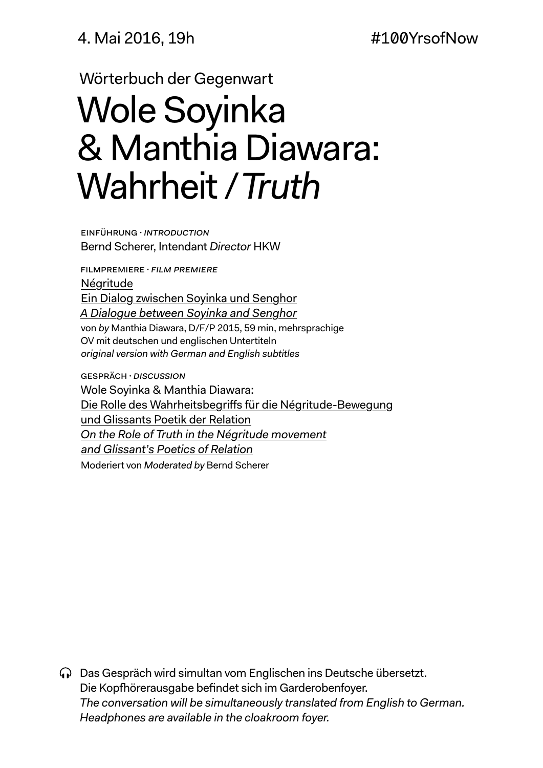4. Mai 2016, 19h #100YrsofNow

Wörterbuch der Gegenwart

# Wole Soyinka & Manthia Diawara: Wahrheit / *Truth*

EINFÜHRUNG · *INTRODUCTION*
Bernd Scherer, Intendant *Director* HKW

FILMPREMIERE · *FILM PREMIERE*
Négritude
Ein Dialog zwischen Soyinka und Senghor
*A Dialogue between Soyinka and Senghor*
von *by* Manthia Diawara, D/F/P 2015, 59 min, mehrsprachige OV mit deutschen und englischen Untertiteln
*original version with German and English subtitles*

GESPRÄCH · *DISCUSSION*
Wole Soyinka & Manthia Diawara:
Die Rolle des Wahrheitsbegriffs für die Négritude-Bewegung und Glissants Poetik der Relation
*On the Role of Truth in the Négritude movement and Glissant's Poetics of Relation*
Moderiert von *Moderated by* Bernd Scherer

Das Gespräch wird simultan vom Englischen ins Deutsche übersetzt.
Die Kopfhörerausgabe befindet sich im Garderobenfoyer.
*The conversation will be simultaneously translated from English to German.*
*Headphones are available in the cloakroom foyer.*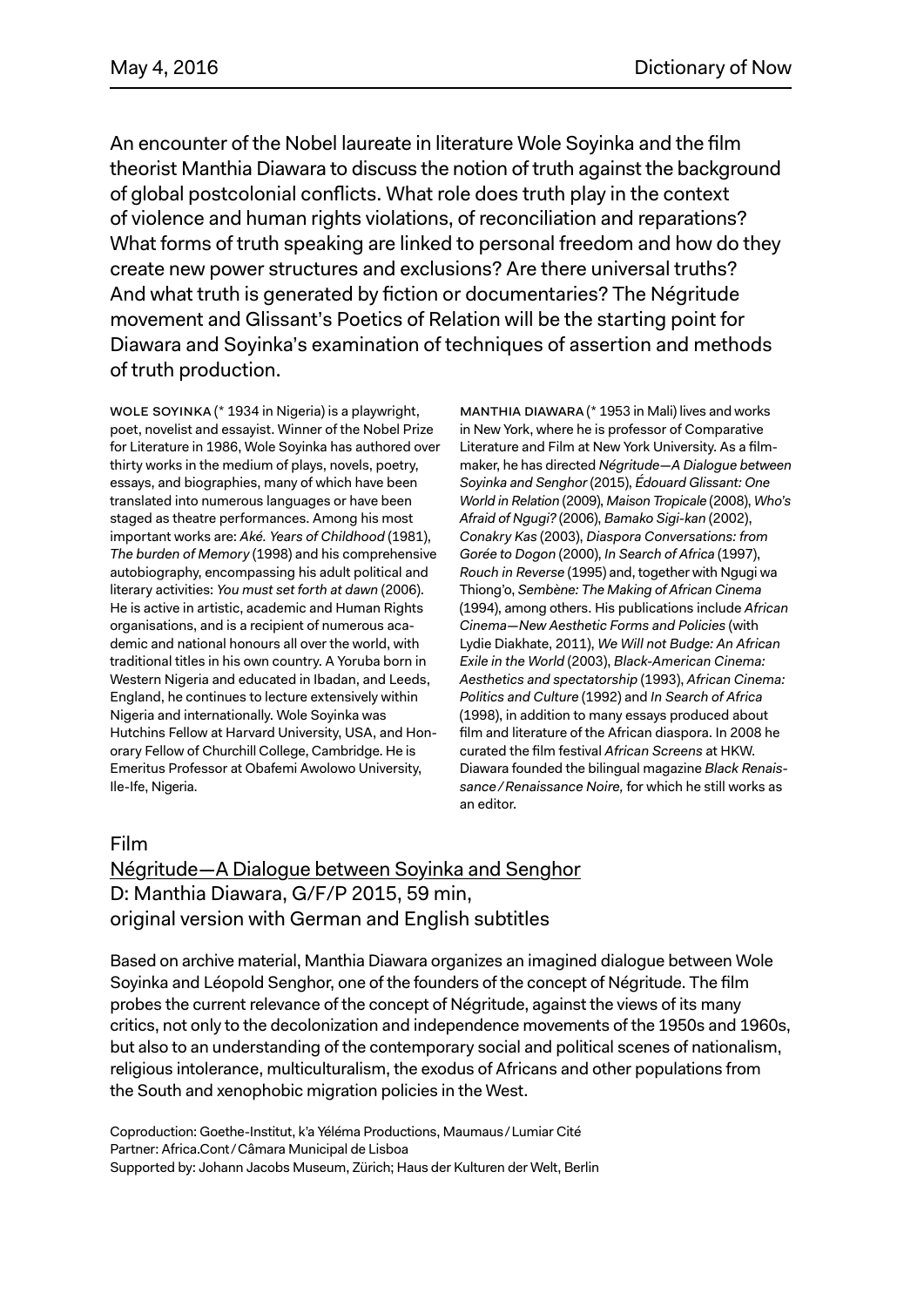An encounter of the Nobel laureate in literature Wole Soyinka and the film theorist Manthia Diawara to discuss the notion of truth against the background of global postcolonial conflicts. What role does truth play in the context of violence and human rights violations, of reconciliation and reparations? What forms of truth speaking are linked to personal freedom and how do they create new power structures and exclusions? Are there universal truths? And what truth is generated by fiction or documentaries? The Négritude movement and Glissant's Poetics of Relation will be the starting point for Diawara and Soyinka's examination of techniques of assertion and methods of truth production.

WOLE SOYINKA (* 1934 in Nigeria) is a playwright, poet, novelist and essayist. Winner of the Nobel Prize for Literature in 1986, Wole Soyinka has authored over thirty works in the medium of plays, novels, poetry, essays, and biographies, many of which have been translated into numerous languages or have been staged as theatre performances. Among his most important works are: *Aké. Years of Childhood* (1981), *The burden of Memory* (1998) and his comprehensive autobiography, encompassing his adult political and literary activities: *You must set forth at dawn* (2006). He is active in artistic, academic and Human Rights organisations, and is a recipient of numerous academic and national honours all over the world, with traditional titles in his own country. A Yoruba born in Western Nigeria and educated in Ibadan, and Leeds, England, he continues to lecture extensively within Nigeria and internationally. Wole Soyinka was Hutchins Fellow at Harvard University, USA, and Honorary Fellow of Churchill College, Cambridge. He is Emeritus Professor at Obafemi Awolowo University, Ile-Ife, Nigeria.

MANTHIA DIAWARA (* 1953 in Mali) lives and works in New York, where he is professor of Comparative Literature and Film at New York University. As a filmmaker, he has directed *Négritude—A Dialogue between Soyinka and Senghor* (2015), *Édouard Glissant: One World in Relation* (2009), *Maison Tropicale* (2008), *Who's Afraid of Ngugi?* (2006), *Bamako Sigi-kan* (2002), *Conakry Kas* (2003), *Diaspora Conversations: from Gorée to Dogon* (2000), *In Search of Africa* (1997), *Rouch in Reverse* (1995) and, together with Ngugi wa Thiong'o, *Sembène: The Making of African Cinema* (1994), among others. His publications include *African Cinema—New Aesthetic Forms and Policies* (with Lydie Diakhate, 2011), *We Will not Budge: An African Exile in the World* (2003), *Black-American Cinema: Aesthetics and spectatorship* (1993), *African Cinema: Politics and Culture* (1992) and *In Search of Africa* (1998), in addition to many essays produced about film and literature of the African diaspora. In 2008 he curated the film festival *African Screens* at HKW. Diawara founded the bilingual magazine *Black Renaissance / Renaissance Noire,* for which he still works as an editor.

## Film

Négritude—A Dialogue between Soyinka and Senghor
D: Manthia Diawara, G/F/P 2015, 59 min,
original version with German and English subtitles

Based on archive material, Manthia Diawara organizes an imagined dialogue between Wole Soyinka and Léopold Senghor, one of the founders of the concept of Négritude. The film probes the current relevance of the concept of Négritude, against the views of its many critics, not only to the decolonization and independence movements of the 1950s and 1960s, but also to an understanding of the contemporary social and political scenes of nationalism, religious intolerance, multiculturalism, the exodus of Africans and other populations from the South and xenophobic migration policies in the West.

Coproduction: Goethe-Institut, k'a Yéléma Productions, Maumaus / Lumiar Cité
Partner: Africa.Cont / Câmara Municipal de Lisboa
Supported by: Johann Jacobs Museum, Zürich; Haus der Kulturen der Welt, Berlin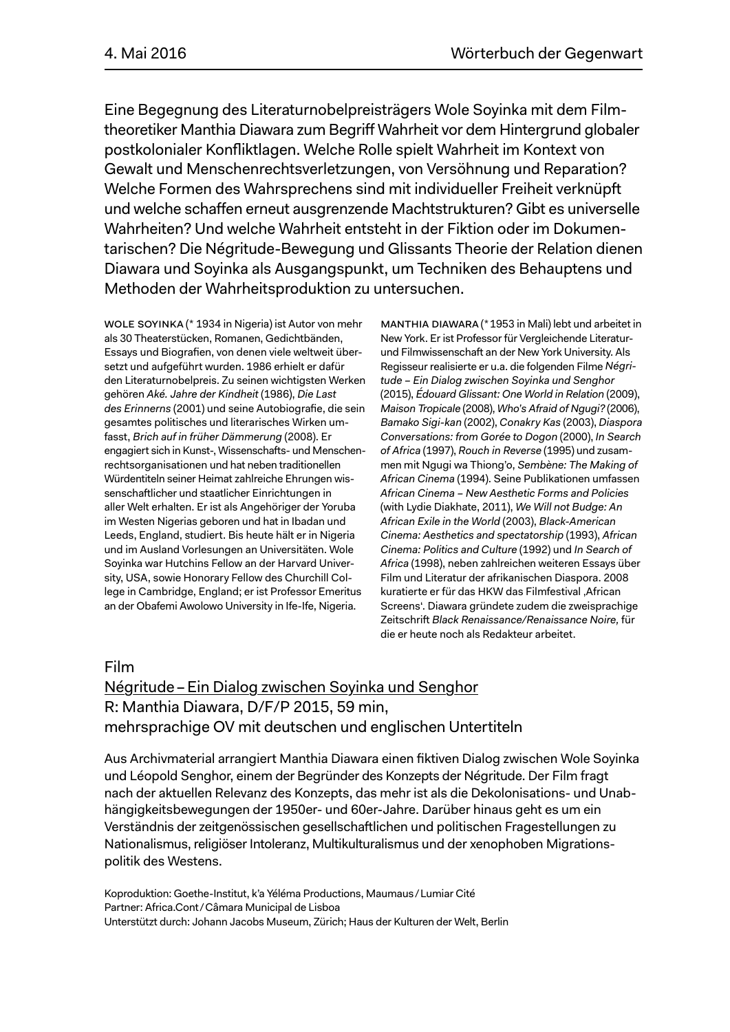Eine Begegnung des Literaturnobelpreisträgers Wole Soyinka mit dem Filmtheoretiker Manthia Diawara zum Begriff Wahrheit vor dem Hintergrund globaler postkolonialer Konfliktlagen. Welche Rolle spielt Wahrheit im Kontext von Gewalt und Menschenrechtsverletzungen, von Versöhnung und Reparation? Welche Formen des Wahrsprechens sind mit individueller Freiheit verknüpft und welche schaffen erneut ausgrenzende Machtstrukturen? Gibt es universelle Wahrheiten? Und welche Wahrheit entsteht in der Fiktion oder im Dokumentarischen? Die Négritude-Bewegung und Glissants Theorie der Relation dienen Diawara und Soyinka als Ausgangspunkt, um Techniken des Behauptens und Methoden der Wahrheitsproduktion zu untersuchen.

WOLE SOYINKA (* 1934 in Nigeria) ist Autor von mehr als 30 Theaterstücken, Romanen, Gedichtbänden, Essays und Biografien, von denen viele weltweit übersetzt und aufgeführt wurden. 1986 erhielt er dafür den Literaturnobelpreis. Zu seinen wichtigsten Werken gehören *Aké. Jahre der Kindheit* (1986), *Die Last des Erinnerns* (2001) und seine Autobiografie, die sein gesamtes politisches und literarisches Wirken umfasst, *Brich auf in früher Dämmerung* (2008). Er engagiert sich in Kunst-, Wissenschafts- und Menschenrechtsorganisationen und hat neben traditionellen Würdentiteln seiner Heimat zahlreiche Ehrungen wissenschaftlicher und staatlicher Einrichtungen in aller Welt erhalten. Er ist als Angehöriger der Yoruba im Westen Nigerias geboren und hat in Ibadan und Leeds, England, studiert. Bis heute hält er in Nigeria und im Ausland Vorlesungen an Universitäten. Wole Soyinka war Hutchins Fellow an der Harvard University, USA, sowie Honorary Fellow des Churchill College in Cambridge, England; er ist Professor Emeritus an der Obafemi Awolowo University in Ife-Ife, Nigeria.

MANTHIA DIAWARA (* 1953 in Mali) lebt und arbeitet in New York. Er ist Professor für Vergleichende Literatur- und Filmwissenschaft an der New York University. Als Regisseur realisierte er u.a. die folgenden Filme *Négritude – Ein Dialog zwischen Soyinka und Senghor* (2015), *Édouard Glissant: One World in Relation* (2009), *Maison Tropicale* (2008), *Who's Afraid of Ngugi?* (2006), *Bamako Sigi-kan* (2002), *Conakry Kas* (2003), *Diaspora Conversations: from Gorée to Dogon* (2000), *In Search of Africa* (1997), *Rouch in Reverse* (1995) und zusammen mit Ngugi wa Thiong'o, *Sembène: The Making of African Cinema* (1994). Seine Publikationen umfassen *African Cinema – New Aesthetic Forms and Policies* (with Lydie Diakhate, 2011), *We Will not Budge: An African Exile in the World* (2003), *Black-American Cinema: Aesthetics and spectatorship* (1993), *African Cinema: Politics and Culture* (1992) und *In Search of Africa* (1998), neben zahlreichen weiteren Essays über Film und Literatur der afrikanischen Diaspora. 2008 kuratierte er für das HKW das Filmfestival ‚African Screens'. Diawara gründete zudem die zweisprachige Zeitschrift *Black Renaissance/Renaissance Noire*, für die er heute noch als Redakteur arbeitet.

Film
Négritude – Ein Dialog zwischen Soyinka und Senghor
R: Manthia Diawara, D/F/P 2015, 59 min,
mehrsprachige OV mit deutschen und englischen Untertiteln

Aus Archivmaterial arrangiert Manthia Diawara einen fiktiven Dialog zwischen Wole Soyinka und Léopold Senghor, einem der Begründer des Konzepts der Négritude. Der Film fragt nach der aktuellen Relevanz des Konzepts, das mehr ist als die Dekolonisations- und Unabhängigkeitsbewegungen der 1950er- und 60er-Jahre. Darüber hinaus geht es um ein Verständnis der zeitgenössischen gesellschaftlichen und politischen Fragestellungen zu Nationalismus, religiöser Intoleranz, Multikulturalismus und der xenophoben Migrationspolitik des Westens.

Koproduktion: Goethe-Institut, k'a Yéléma Productions, Maumaus / Lumiar Cité
Partner: Africa.Cont / Câmara Municipal de Lisboa
Unterstützt durch: Johann Jacobs Museum, Zürich; Haus der Kulturen der Welt, Berlin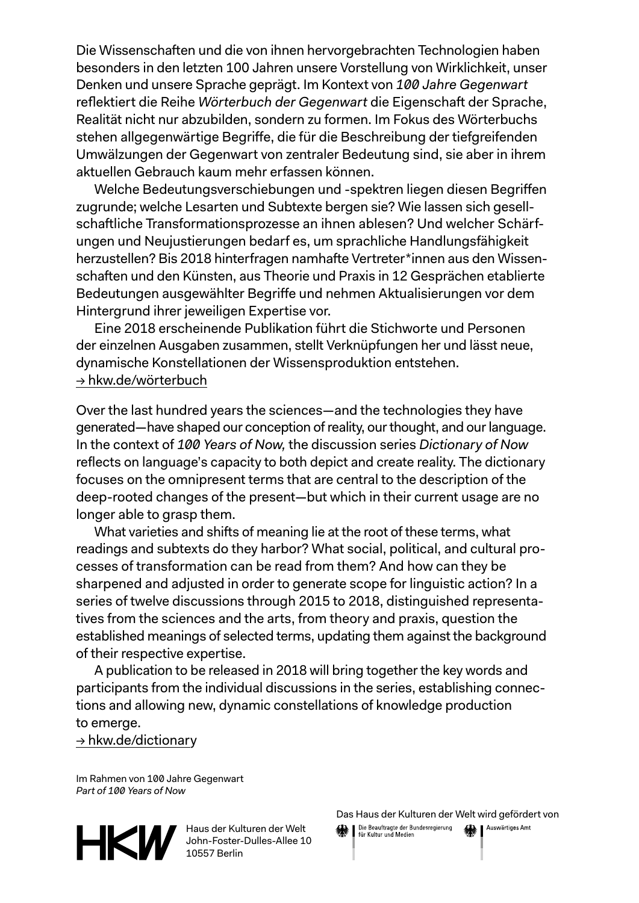Die Wissenschaften und die von ihnen hervorgebrachten Technologien haben besonders in den letzten 100 Jahren unsere Vorstellung von Wirklichkeit, unser Denken und unsere Sprache geprägt. Im Kontext von *100 Jahre Gegenwart* reflektiert die Reihe *Wörterbuch der Gegenwart* die Eigenschaft der Sprache, Realität nicht nur abzubilden, sondern zu formen. Im Fokus des Wörterbuchs stehen allgegenwärtige Begriffe, die für die Beschreibung der tiefgreifenden Umwälzungen der Gegenwart von zentraler Bedeutung sind, sie aber in ihrem aktuellen Gebrauch kaum mehr erfassen können.

Welche Bedeutungsverschiebungen und -spektren liegen diesen Begriffen zugrunde; welche Lesarten und Subtexte bergen sie? Wie lassen sich gesellschaftliche Transformationsprozesse an ihnen ablesen? Und welcher Schärfungen und Neujustierungen bedarf es, um sprachliche Handlungsfähigkeit herzustellen? Bis 2018 hinterfragen namhafte Vertreter*innen aus den Wissenschaften und den Künsten, aus Theorie und Praxis in 12 Gesprächen etablierte Bedeutungen ausgewählter Begriffe und nehmen Aktualisierungen vor dem Hintergrund ihrer jeweiligen Expertise vor.

Eine 2018 erscheinende Publikation führt die Stichworte und Personen der einzelnen Ausgaben zusammen, stellt Verknüpfungen her und lässt neue, dynamische Konstellationen der Wissensproduktion entstehen.
→ hkw.de/wörterbuch

Over the last hundred years the sciences—and the technologies they have generated—have shaped our conception of reality, our thought, and our language. In the context of *100 Years of Now,* the discussion series *Dictionary of Now* reflects on language's capacity to both depict and create reality. The dictionary focuses on the omnipresent terms that are central to the description of the deep-rooted changes of the present—but which in their current usage are no longer able to grasp them.

What varieties and shifts of meaning lie at the root of these terms, what readings and subtexts do they harbor? What social, political, and cultural processes of transformation can be read from them? And how can they be sharpened and adjusted in order to generate scope for linguistic action? In a series of twelve discussions through 2015 to 2018, distinguished representatives from the sciences and the arts, from theory and praxis, question the established meanings of selected terms, updating them against the background of their respective expertise.

A publication to be released in 2018 will bring together the key words and participants from the individual discussions in the series, establishing connections and allowing new, dynamic constellations of knowledge production to emerge.
→ hkw.de/dictionary

Im Rahmen von 100 Jahre Gegenwart
*Part of 100 Years of Now*

HKW
Haus der Kulturen der Welt
John-Foster-Dulles-Allee 10
10557 Berlin

Das Haus der Kulturen der Welt wird gefördert von
Die Beauftragte der Bundesregierung für Kultur und Medien
Auswärtiges Amt